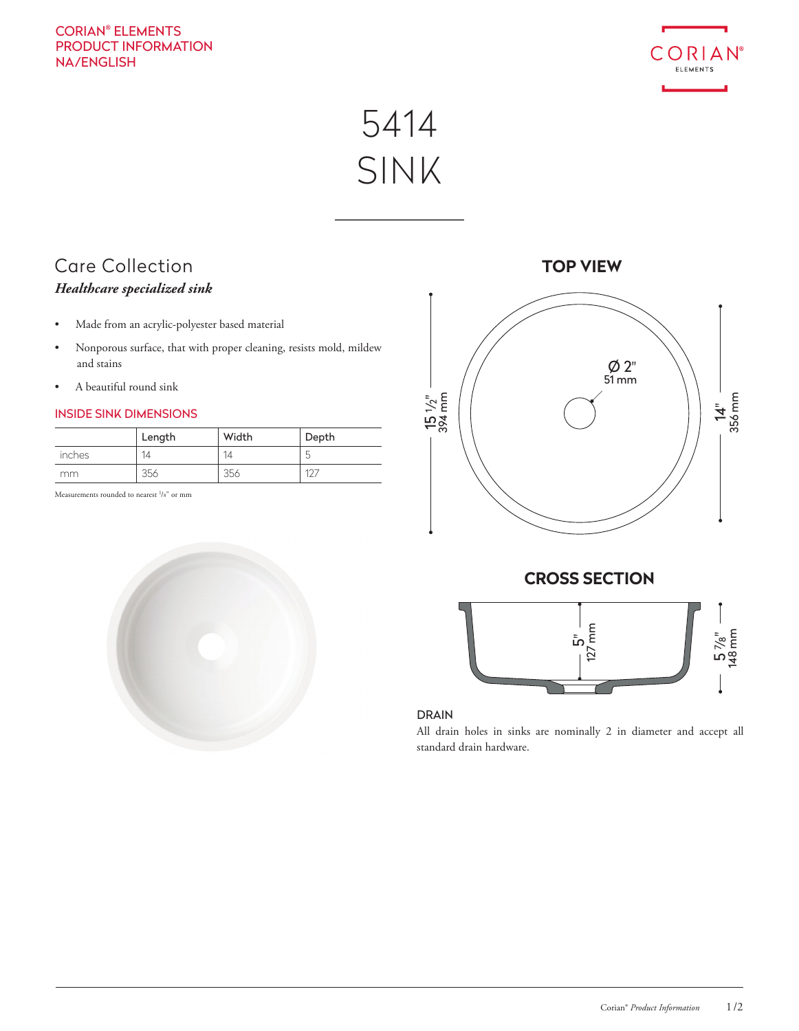CORIAN® ELEMENTS
PRODUCT INFORMATION
NA/ENGLISH

# 5414 SINK

## Care Collection

***Healthcare specialized sink***

- Made from an acrylic-polyester based material
- Nonporous surface, that with proper cleaning, resists mold, mildew and stains
- A beautiful round sink

### INSIDE SINK DIMENSIONS

| | Length | Width | Depth |
|---|---|---|---|
| inches | 14 | 14 | 5 |
| mm | 356 | 356 | 127 |

Measurements rounded to nearest 1/8" or mm

### TOP VIEW

Ø 2"
51 mm

15 1/2"
394 mm

14"
356 mm

### CROSS SECTION

5"
127 mm

5 7/8"
148 mm

### DRAIN

All drain holes in sinks are nominally 2 in diameter and accept all standard drain hardware.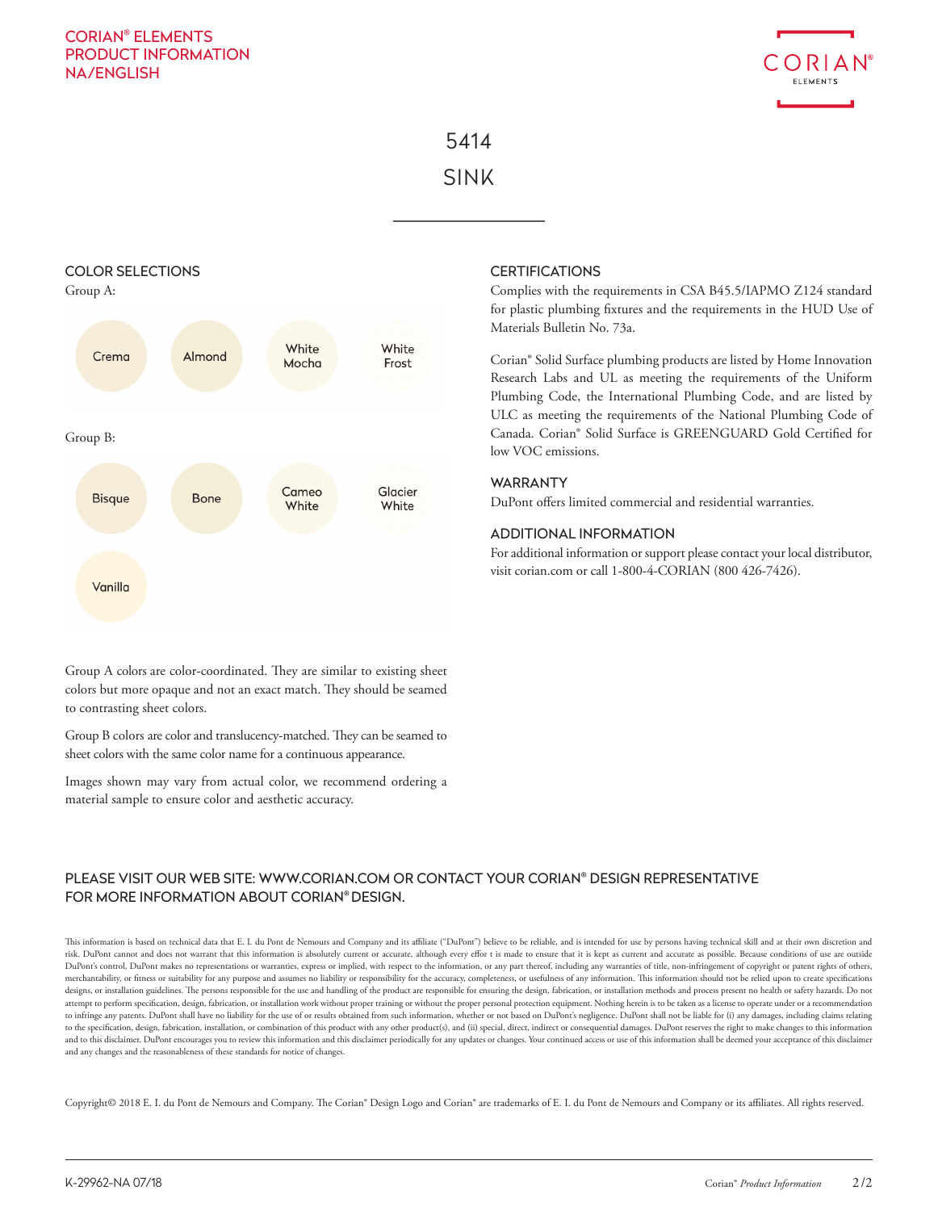CORIAN® ELEMENTS
PRODUCT INFORMATION
NA/ENGLISH

# 5414
# SINK

## COLOR SELECTIONS

Group A:

Crema
Almond
White Mocha
White Frost

Group B:

Bisque
Bone
Cameo White
Glacier White
Vanilla

Group A colors are color-coordinated. They are similar to existing sheet colors but more opaque and not an exact match. They should be seamed to contrasting sheet colors.

Group B colors are color and translucency-matched. They can be seamed to sheet colors with the same color name for a continuous appearance.

Images shown may vary from actual color, we recommend ordering a material sample to ensure color and aesthetic accuracy.

## CERTIFICATIONS

Complies with the requirements in CSA B45.5/IAPMO Z124 standard for plastic plumbing fixtures and the requirements in the HUD Use of Materials Bulletin No. 73a.

Corian® Solid Surface plumbing products are listed by Home Innovation Research Labs and UL as meeting the requirements of the Uniform Plumbing Code, the International Plumbing Code, and are listed by ULC as meeting the requirements of the National Plumbing Code of Canada. Corian® Solid Surface is GREENGUARD Gold Certified for low VOC emissions.

## WARRANTY

DuPont offers limited commercial and residential warranties.

## ADDITIONAL INFORMATION

For additional information or support please contact your local distributor, visit corian.com or call 1-800-4-CORIAN (800 426-7426).

## PLEASE VISIT OUR WEB SITE: WWW.CORIAN.COM OR CONTACT YOUR CORIAN® DESIGN REPRESENTATIVE FOR MORE INFORMATION ABOUT CORIAN® DESIGN.

This information is based on technical data that E. I. du Pont de Nemours and Company and its affiliate ("DuPont") believe to be reliable, and is intended for use by persons having technical skill and at their own discretion and risk. DuPont cannot and does not warrant that this information is absolutely current or accurate, although every effor t is made to ensure that it is kept as current and accurate as possible. Because conditions of use are outside DuPont's control, DuPont makes no representations or warranties, express or implied, with respect to the information, or any part thereof, including any warranties of title, non-infringement of copyright or patent rights of others, merchantability, or fitness or suitability for any purpose and assumes no liability or responsibility for the accuracy, completeness, or usefulness of any information. This information should not be relied upon to create specifications designs, or installation guidelines. The persons responsible for the use and handling of the product are responsible for ensuring the design, fabrication, or installation methods and process present no health or safety hazards. Do not attempt to perform specification, design, fabrication, or installation work without proper training or without the proper personal protection equipment. Nothing herein is to be taken as a license to operate under or a recommendation to infringe any patents. DuPont shall have no liability for the use of or results obtained from such information, whether or not based on DuPont's negligence. DuPont shall not be liable for (i) any damages, including claims relating to the specification, design, fabrication, installation, or combination of this product with any other product(s), and (ii) special, direct, indirect or consequential damages. DuPont reserves the right to make changes to this information and to this disclaimer. DuPont encourages you to review this information and this disclaimer periodically for any updates or changes. Your continued access or use of this information shall be deemed your acceptance of this disclaimer and any changes and the reasonableness of these standards for notice of changes.

Copyright© 2018 E. I. du Pont de Nemours and Company. The Corian® Design Logo and Corian® are trademarks of E. I. du Pont de Nemours and Company or its affiliates. All rights reserved.

K-29962-NA 07/18